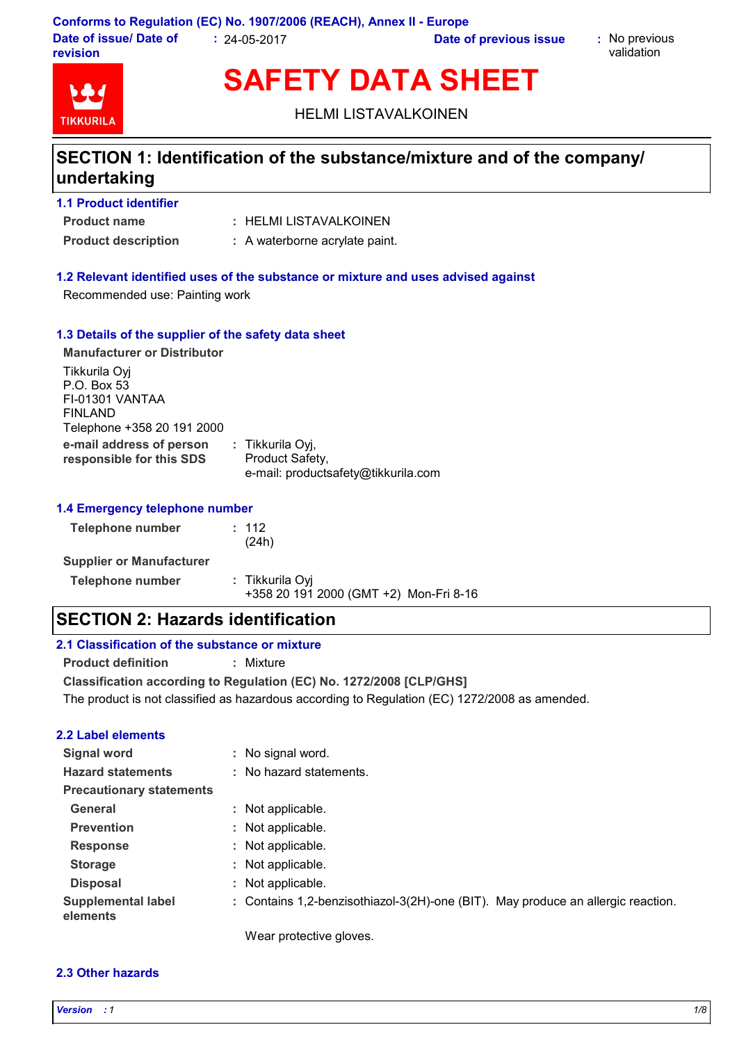Conforms to Regulation (EC) No. 1907/2006 (REACH), Annex II - Europe

**Date of issue/ Date of revision** : 24-05-2017 **Date of previous issue** : No previous validation

# SAFETY DATA SHEET

HELMI LISTAVALKOINEN

## SECTION 1: Identification of the substance/mixture and of the company/ undertaking

### 1.1 Product identifier

**Product name** : HELMI LISTAVALKOINEN

**Product description** : A waterborne acrylate paint.

### 1.2 Relevant identified uses of the substance or mixture and uses advised against

Recommended use: Painting work

### 1.3 Details of the supplier of the safety data sheet

**Manufacturer or Distributor**

Tikkurila Oyj
P.O. Box 53
FI-01301 VANTAA
FINLAND
Telephone +358 20 191 2000

**e-mail address of person responsible for this SDS** : Tikkurila Oyj, Product Safety, e-mail: productsafety@tikkurila.com

### 1.4 Emergency telephone number

**Telephone number** : 112 (24h)

**Supplier or Manufacturer**

**Telephone number** : Tikkurila Oyj +358 20 191 2000 (GMT +2) Mon-Fri 8-16

## SECTION 2: Hazards identification

### 2.1 Classification of the substance or mixture

**Product definition** : Mixture

**Classification according to Regulation (EC) No. 1272/2008 [CLP/GHS]**

The product is not classified as hazardous according to Regulation (EC) 1272/2008 as amended.

### 2.2 Label elements

**Signal word** : No signal word.

**Hazard statements** : No hazard statements.

**Precautionary statements**

**General** : Not applicable.

**Prevention** : Not applicable.

**Response** : Not applicable.

**Storage** : Not applicable.

**Disposal** : Not applicable.

**Supplemental label elements** : Contains 1,2-benzisothiazol-3(2H)-one (BIT). May produce an allergic reaction.

Wear protective gloves.

### 2.3 Other hazards

*Version : 1*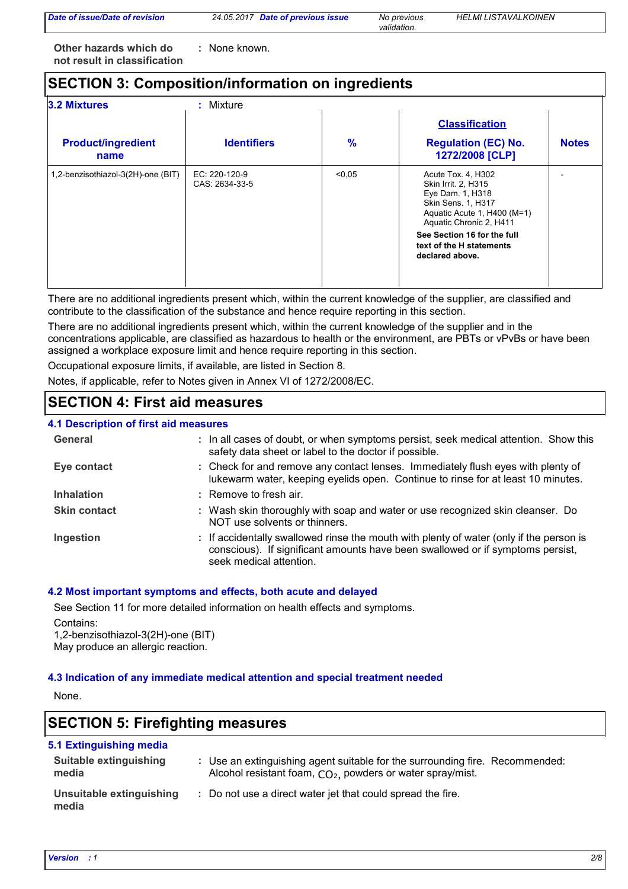**Other hazards which do not result in classification** : None known.

## SECTION 3: Composition/information on ingredients

**3.2 Mixtures** : Mixture

| Product/ingredient name | Identifiers | % | Classification Regulation (EC) No. 1272/2008 [CLP] | Notes |
|---|---|---|---|---|
| 1,2-benzisothiazol-3(2H)-one (BIT) | EC: 220-120-9<br>CAS: 2634-33-5 | <0,05 | Acute Tox. 4, H302<br>Skin Irrit. 2, H315<br>Eye Dam. 1, H318<br>Skin Sens. 1, H317<br>Aquatic Acute 1, H400 (M=1)<br>Aquatic Chronic 2, H411<br>**See Section 16 for the full text of the H statements declared above.** | - |

There are no additional ingredients present which, within the current knowledge of the supplier, are classified and contribute to the classification of the substance and hence require reporting in this section.

There are no additional ingredients present which, within the current knowledge of the supplier and in the concentrations applicable, are classified as hazardous to health or the environment, are PBTs or vPvBs or have been assigned a workplace exposure limit and hence require reporting in this section.

Occupational exposure limits, if available, are listed in Section 8.

Notes, if applicable, refer to Notes given in Annex VI of 1272/2008/EC.

## SECTION 4: First aid measures

### 4.1 Description of first aid measures

**General** : In all cases of doubt, or when symptoms persist, seek medical attention. Show this safety data sheet or label to the doctor if possible.

**Eye contact** : Check for and remove any contact lenses. Immediately flush eyes with plenty of lukewarm water, keeping eyelids open. Continue to rinse for at least 10 minutes.

**Inhalation** : Remove to fresh air.

**Skin contact** : Wash skin thoroughly with soap and water or use recognized skin cleanser. Do NOT use solvents or thinners.

**Ingestion** : If accidentally swallowed rinse the mouth with plenty of water (only if the person is conscious). If significant amounts have been swallowed or if symptoms persist, seek medical attention.

### 4.2 Most important symptoms and effects, both acute and delayed

See Section 11 for more detailed information on health effects and symptoms.

Contains:
1,2-benzisothiazol-3(2H)-one (BIT)
May produce an allergic reaction.

### 4.3 Indication of any immediate medical attention and special treatment needed

None.

## SECTION 5: Firefighting measures

### 5.1 Extinguishing media

**Suitable extinguishing media** : Use an extinguishing agent suitable for the surrounding fire. Recommended: Alcohol resistant foam, $CO_2$, powders or water spray/mist.

**Unsuitable extinguishing media** : Do not use a direct water jet that could spread the fire.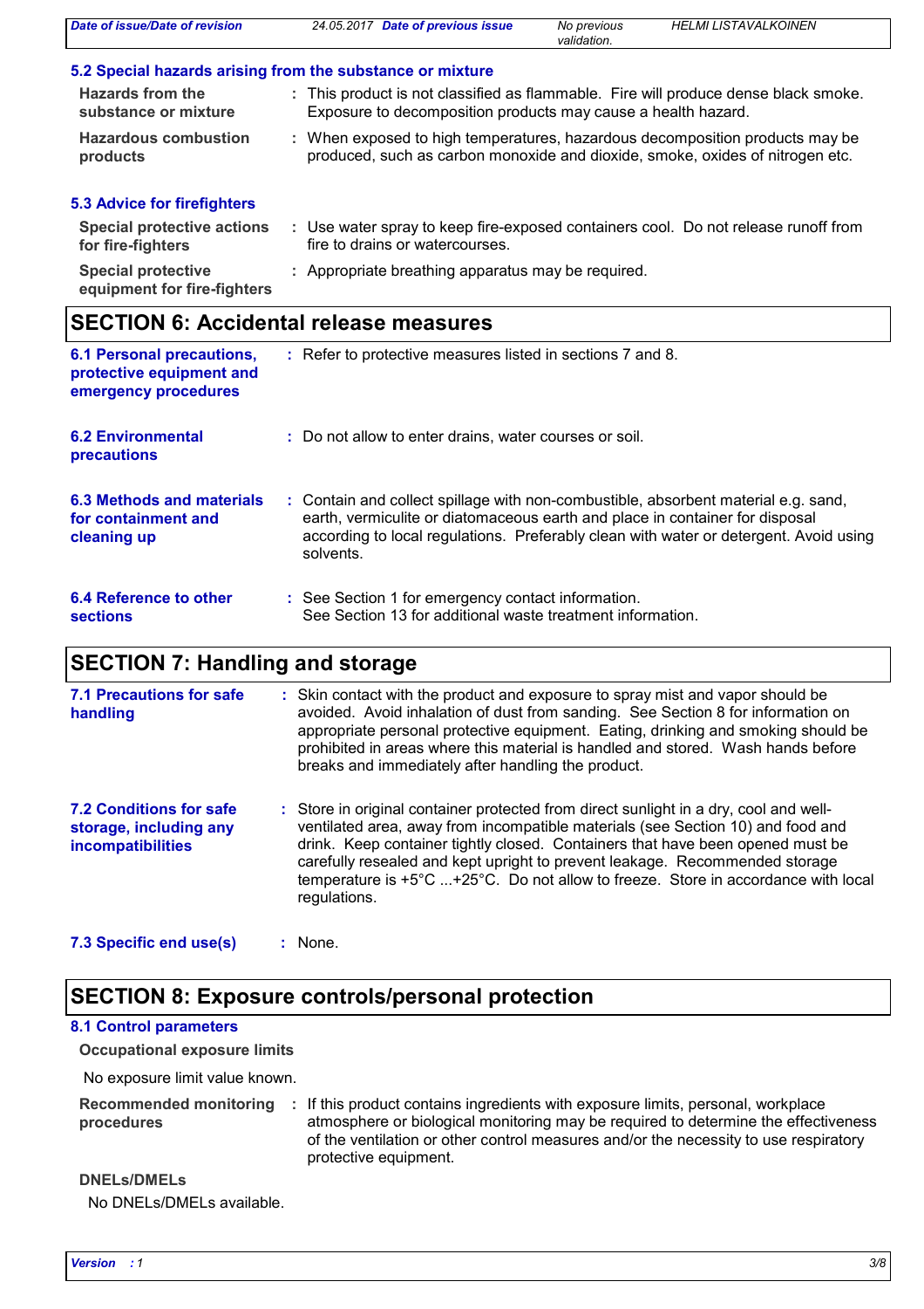### 5.2 Special hazards arising from the substance or mixture

**Hazards from the substance or mixture** : This product is not classified as flammable. Fire will produce dense black smoke. Exposure to decomposition products may cause a health hazard.

**Hazardous combustion products** : When exposed to high temperatures, hazardous decomposition products may be produced, such as carbon monoxide and dioxide, smoke, oxides of nitrogen etc.

### 5.3 Advice for firefighters

**Special protective actions for fire-fighters** : Use water spray to keep fire-exposed containers cool. Do not release runoff from fire to drains or watercourses.

**Special protective equipment for fire-fighters** : Appropriate breathing apparatus may be required.

## SECTION 6: Accidental release measures

**6.1 Personal precautions, protective equipment and emergency procedures** : Refer to protective measures listed in sections 7 and 8.

**6.2 Environmental precautions** : Do not allow to enter drains, water courses or soil.

**6.3 Methods and materials for containment and cleaning up** : Contain and collect spillage with non-combustible, absorbent material e.g. sand, earth, vermiculite or diatomaceous earth and place in container for disposal according to local regulations. Preferably clean with water or detergent. Avoid using solvents.

**6.4 Reference to other sections** : See Section 1 for emergency contact information.
See Section 13 for additional waste treatment information.

## SECTION 7: Handling and storage

**7.1 Precautions for safe handling** : Skin contact with the product and exposure to spray mist and vapor should be avoided. Avoid inhalation of dust from sanding. See Section 8 for information on appropriate personal protective equipment. Eating, drinking and smoking should be prohibited in areas where this material is handled and stored. Wash hands before breaks and immediately after handling the product.

**7.2 Conditions for safe storage, including any incompatibilities** : Store in original container protected from direct sunlight in a dry, cool and well-ventilated area, away from incompatible materials (see Section 10) and food and drink. Keep container tightly closed. Containers that have been opened must be carefully resealed and kept upright to prevent leakage. Recommended storage temperature is +5°C ...+25°C. Do not allow to freeze. Store in accordance with local regulations.

**7.3 Specific end use(s)** : None.

## SECTION 8: Exposure controls/personal protection

### 8.1 Control parameters

**Occupational exposure limits**

No exposure limit value known.

**Recommended monitoring procedures** : If this product contains ingredients with exposure limits, personal, workplace atmosphere or biological monitoring may be required to determine the effectiveness of the ventilation or other control measures and/or the necessity to use respiratory protective equipment.

**DNELs/DMELs**

No DNELs/DMELs available.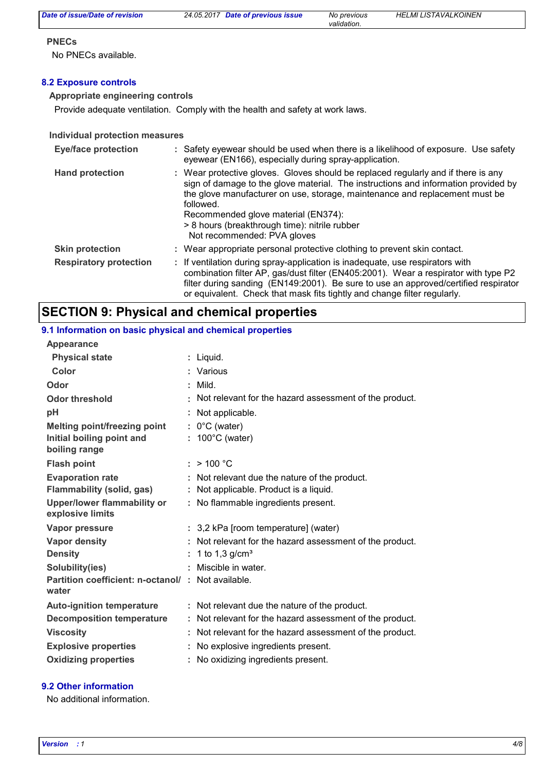### PNECs

No PNECs available.

## 8.2 Exposure controls

**Appropriate engineering controls**

Provide adequate ventilation. Comply with the health and safety at work laws.

**Individual protection measures**

| | |
|---|---|
| **Eye/face protection** | : Safety eyewear should be used when there is a likelihood of exposure. Use safety eyewear (EN166), especially during spray-application. |
| **Hand protection** | : Wear protective gloves. Gloves should be replaced regularly and if there is any sign of damage to the glove material. The instructions and information provided by the glove manufacturer on use, storage, maintenance and replacement must be followed.<br>Recommended glove material (EN374):<br>> 8 hours (breakthrough time): nitrile rubber<br>Not recommended: PVA gloves |
| **Skin protection** | : Wear appropriate personal protective clothing to prevent skin contact. |
| **Respiratory protection** | : If ventilation during spray-application is inadequate, use respirators with combination filter AP, gas/dust filter (EN405:2001). Wear a respirator with type P2 filter during sanding (EN149:2001). Be sure to use an approved/certified respirator or equivalent. Check that mask fits tightly and change filter regularly. |

# SECTION 9: Physical and chemical properties

## 9.1 Information on basic physical and chemical properties

**Appearance**

| | |
|---|---|
| **Physical state** | : Liquid. |
| **Color** | : Various |
| **Odor** | : Mild. |
| **Odor threshold** | : Not relevant for the hazard assessment of the product. |
| **pH** | : Not applicable. |
| **Melting point/freezing point** | : 0°C (water) |
| **Initial boiling point and boiling range** | : 100°C (water) |
| **Flash point** | : > 100 °C |
| **Evaporation rate** | : Not relevant due the nature of the product. |
| **Flammability (solid, gas)** | : Not applicable. Product is a liquid. |
| **Upper/lower flammability or explosive limits** | : No flammable ingredients present. |
| **Vapor pressure** | : 3,2 kPa [room temperature] (water) |
| **Vapor density** | : Not relevant for the hazard assessment of the product. |
| **Density** | : 1 to 1,3 g/cm³ |
| **Solubility(ies)** | : Miscible in water. |
| **Partition coefficient: n-octanol/ water** | : Not available. |
| **Auto-ignition temperature** | : Not relevant due the nature of the product. |
| **Decomposition temperature** | : Not relevant for the hazard assessment of the product. |
| **Viscosity** | : Not relevant for the hazard assessment of the product. |
| **Explosive properties** | : No explosive ingredients present. |
| **Oxidizing properties** | : No oxidizing ingredients present. |

## 9.2 Other information

No additional information.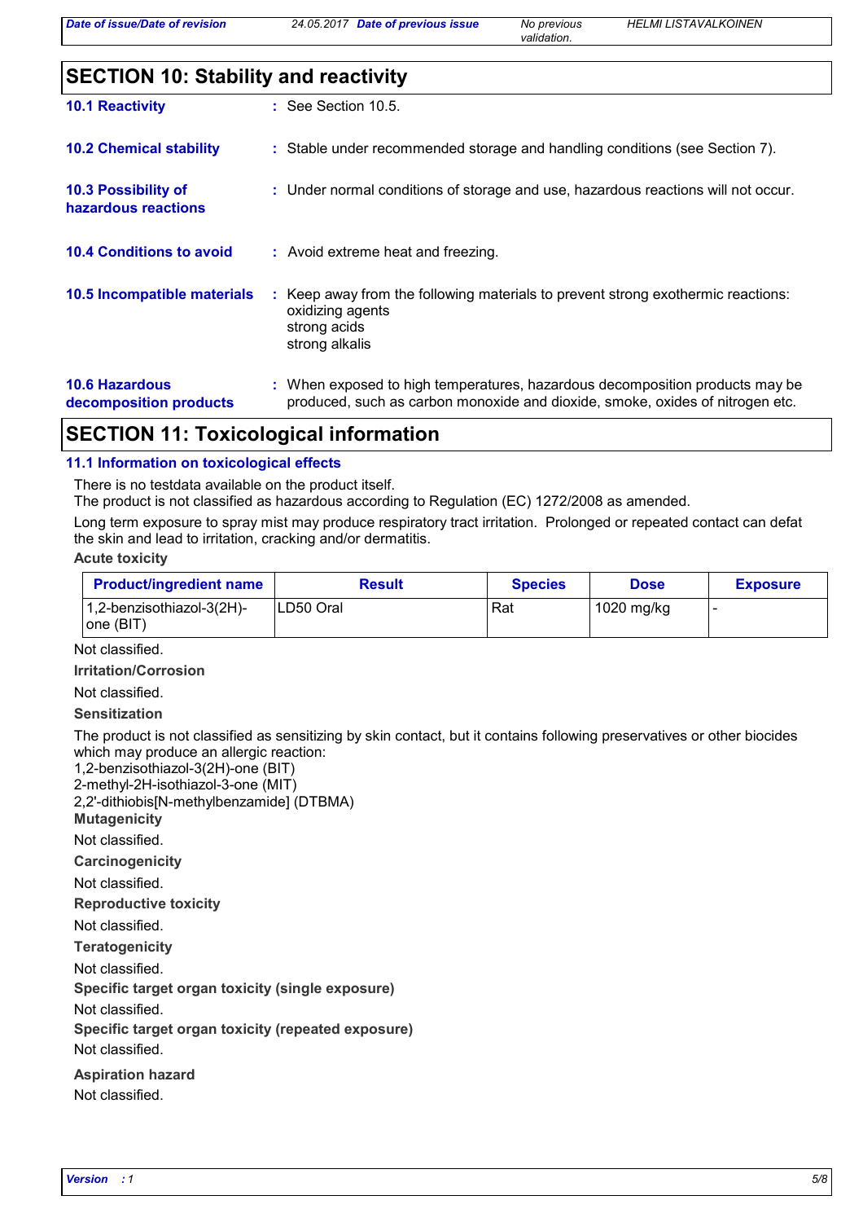## SECTION 10: Stability and reactivity

**10.1 Reactivity** : See Section 10.5.

**10.2 Chemical stability** : Stable under recommended storage and handling conditions (see Section 7).

**10.3 Possibility of hazardous reactions** : Under normal conditions of storage and use, hazardous reactions will not occur.

**10.4 Conditions to avoid** : Avoid extreme heat and freezing.

**10.5 Incompatible materials** : Keep away from the following materials to prevent strong exothermic reactions:
oxidizing agents
strong acids
strong alkalis

**10.6 Hazardous decomposition products** : When exposed to high temperatures, hazardous decomposition products may be produced, such as carbon monoxide and dioxide, smoke, oxides of nitrogen etc.

## SECTION 11: Toxicological information

### 11.1 Information on toxicological effects

There is no testdata available on the product itself.
The product is not classified as hazardous according to Regulation (EC) 1272/2008 as amended.

Long term exposure to spray mist may produce respiratory tract irritation. Prolonged or repeated contact can defat the skin and lead to irritation, cracking and/or dermatitis.

**Acute toxicity**

| Product/ingredient name | Result | Species | Dose | Exposure |
|---|---|---|---|---|
| 1,2-benzisothiazol-3(2H)-one (BIT) | LD50 Oral | Rat | 1020 mg/kg | - |

Not classified.

**Irritation/Corrosion**

Not classified.

**Sensitization**

The product is not classified as sensitizing by skin contact, but it contains following preservatives or other biocides which may produce an allergic reaction:
1,2-benzisothiazol-3(2H)-one (BIT)
2-methyl-2H-isothiazol-3-one (MIT)
2,2'-dithiobis[N-methylbenzamide] (DTBMA)

**Mutagenicity**

Not classified.

**Carcinogenicity**

Not classified.

**Reproductive toxicity**

Not classified.

**Teratogenicity**

Not classified.

**Specific target organ toxicity (single exposure)**

Not classified.

**Specific target organ toxicity (repeated exposure)**

Not classified.

**Aspiration hazard**

Not classified.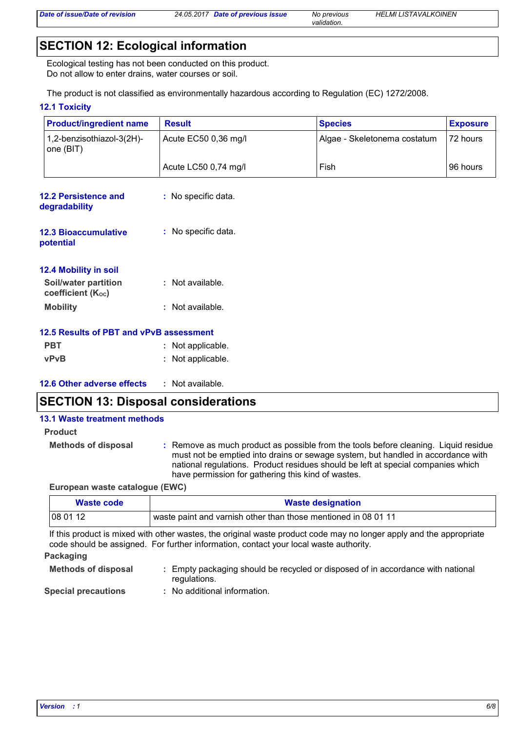## SECTION 12: Ecological information

Ecological testing has not been conducted on this product.
Do not allow to enter drains, water courses or soil.

The product is not classified as environmentally hazardous according to Regulation (EC) 1272/2008.

### 12.1 Toxicity

| Product/ingredient name | Result | Species | Exposure |
|---|---|---|---|
| 1,2-benzisothiazol-3(2H)-one (BIT) | Acute EC50 0,36 mg/l | Algae - Skeletonema costatum | 72 hours |
| | Acute LC50 0,74 mg/l | Fish | 96 hours |

**12.2 Persistence and degradability** : No specific data.

**12.3 Bioaccumulative potential** : No specific data.

### 12.4 Mobility in soil

**Soil/water partition coefficient ($K_{OC}$)** : Not available.

**Mobility** : Not available.

### 12.5 Results of PBT and vPvB assessment

**PBT** : Not applicable.

**vPvB** : Not applicable.

**12.6 Other adverse effects** : Not available.

## SECTION 13: Disposal considerations

### 13.1 Waste treatment methods

**Product**

**Methods of disposal** : Remove as much product as possible from the tools before cleaning. Liquid residue must not be emptied into drains or sewage system, but handled in accordance with national regulations. Product residues should be left at special companies which have permission for gathering this kind of wastes.

**European waste catalogue (EWC)**

| Waste code | Waste designation |
|---|---|
| 08 01 12 | waste paint and varnish other than those mentioned in 08 01 11 |

If this product is mixed with other wastes, the original waste product code may no longer apply and the appropriate code should be assigned. For further information, contact your local waste authority.

**Packaging**

**Methods of disposal** : Empty packaging should be recycled or disposed of in accordance with national regulations.

**Special precautions** : No additional information.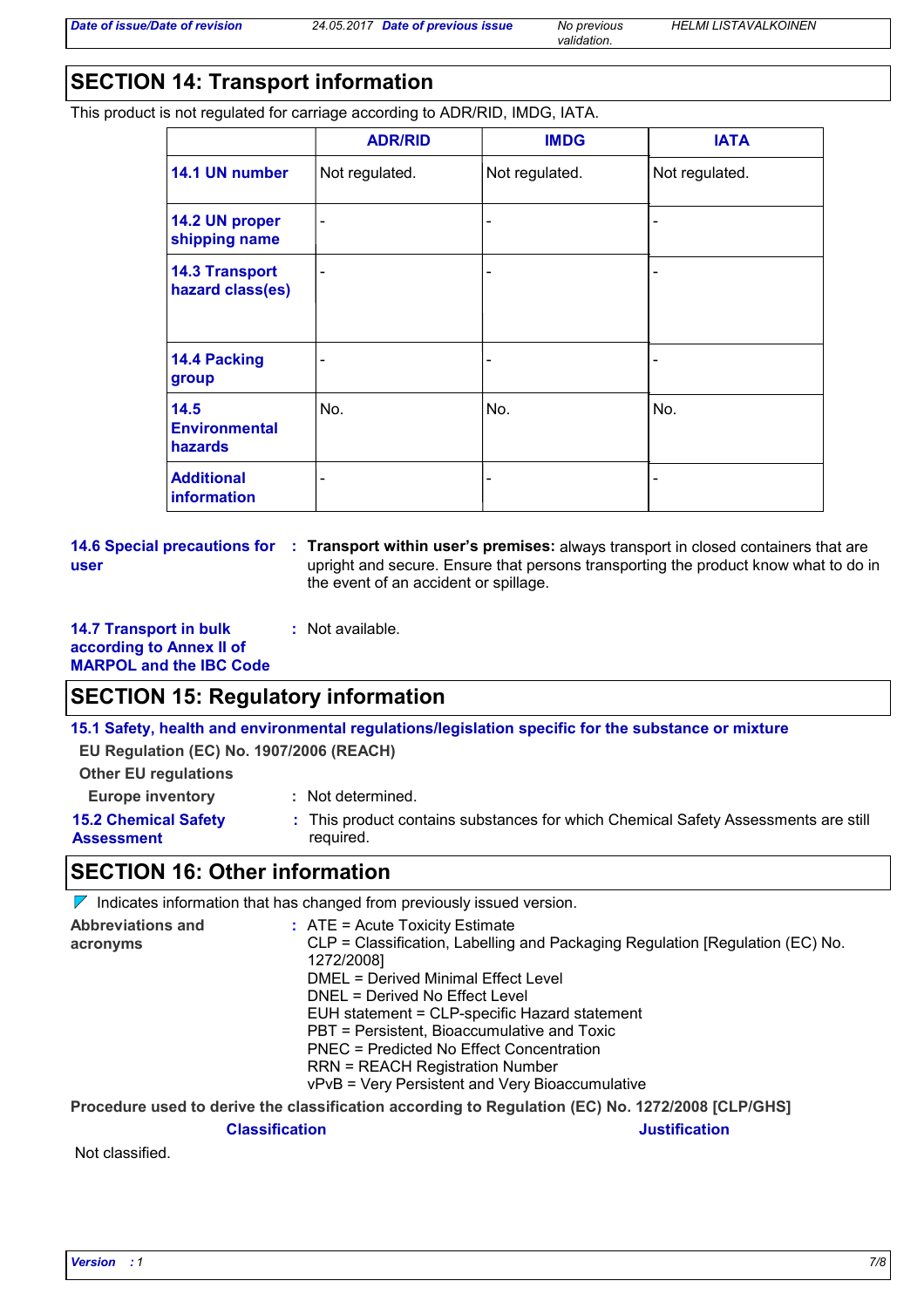## SECTION 14: Transport information

This product is not regulated for carriage according to ADR/RID, IMDG, IATA.

| | ADR/RID | IMDG | IATA |
|---|---|---|---|
| **14.1 UN number** | Not regulated. | Not regulated. | Not regulated. |
| **14.2 UN proper shipping name** | - | - | - |
| **14.3 Transport hazard class(es)** | - | - | - |
| **14.4 Packing group** | - | - | - |
| **14.5 Environmental hazards** | No. | No. | No. |
| **Additional information** | - | - | - |

**14.6 Special precautions for user** : **Transport within user's premises:** always transport in closed containers that are upright and secure. Ensure that persons transporting the product know what to do in the event of an accident or spillage.

**14.7 Transport in bulk according to Annex II of MARPOL and the IBC Code** : Not available.

## SECTION 15: Regulatory information

**15.1 Safety, health and environmental regulations/legislation specific for the substance or mixture**

**EU Regulation (EC) No. 1907/2006 (REACH)**

**Other EU regulations**

**Europe inventory** : Not determined.

**15.2 Chemical Safety Assessment** : This product contains substances for which Chemical Safety Assessments are still required.

## SECTION 16: Other information

Indicates information that has changed from previously issued version.

**Abbreviations and acronyms** :
ATE = Acute Toxicity Estimate
CLP = Classification, Labelling and Packaging Regulation [Regulation (EC) No. 1272/2008]
DMEL = Derived Minimal Effect Level
DNEL = Derived No Effect Level
EUH statement = CLP-specific Hazard statement
PBT = Persistent, Bioaccumulative and Toxic
PNEC = Predicted No Effect Concentration
RRN = REACH Registration Number
vPvB = Very Persistent and Very Bioaccumulative

**Procedure used to derive the classification according to Regulation (EC) No. 1272/2008 [CLP/GHS]**

| Classification | Justification |
|---|---|
| Not classified. | |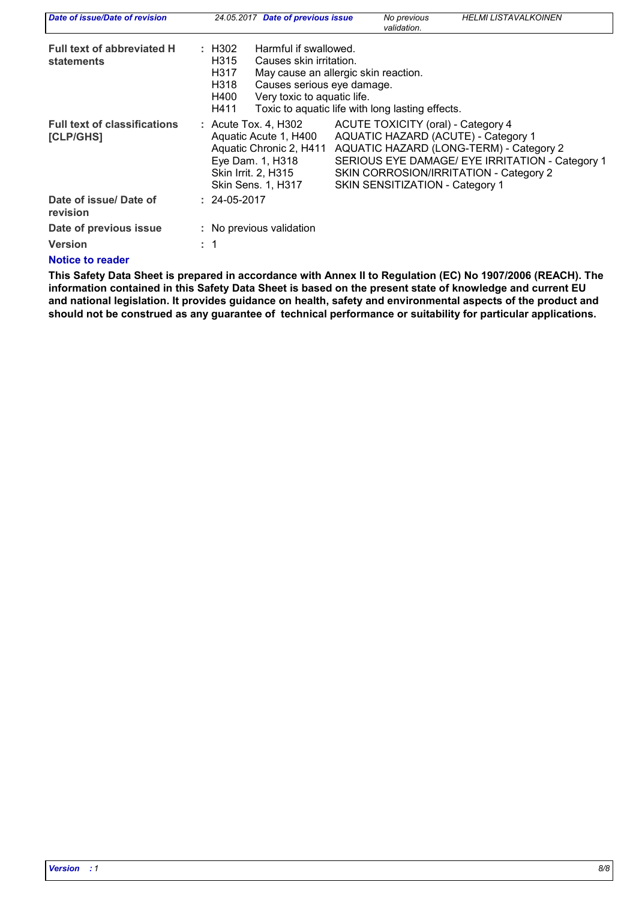**Full text of abbreviated H statements**

| | |
|---|---|
| H302 | Harmful if swallowed. |
| H315 | Causes skin irritation. |
| H317 | May cause an allergic skin reaction. |
| H318 | Causes serious eye damage. |
| H400 | Very toxic to aquatic life. |
| H411 | Toxic to aquatic life with long lasting effects. |

**Full text of classifications [CLP/GHS]**

| | |
|---|---|
| Acute Tox. 4, H302 | ACUTE TOXICITY (oral) - Category 4 |
| Aquatic Acute 1, H400 | AQUATIC HAZARD (ACUTE) - Category 1 |
| Aquatic Chronic 2, H411 | AQUATIC HAZARD (LONG-TERM) - Category 2 |
| Eye Dam. 1, H318 | SERIOUS EYE DAMAGE/ EYE IRRITATION - Category 1 |
| Skin Irrit. 2, H315 | SKIN CORROSION/IRRITATION - Category 2 |
| Skin Sens. 1, H317 | SKIN SENSITIZATION - Category 1 |

**Date of issue/ Date of revision** : 24-05-2017

**Date of previous issue** : No previous validation

**Version** : 1

**Notice to reader**

**This Safety Data Sheet is prepared in accordance with Annex II to Regulation (EC) No 1907/2006 (REACH). The information contained in this Safety Data Sheet is based on the present state of knowledge and current EU and national legislation. It provides guidance on health, safety and environmental aspects of the product and should not be construed as any guarantee of technical performance or suitability for particular applications.**